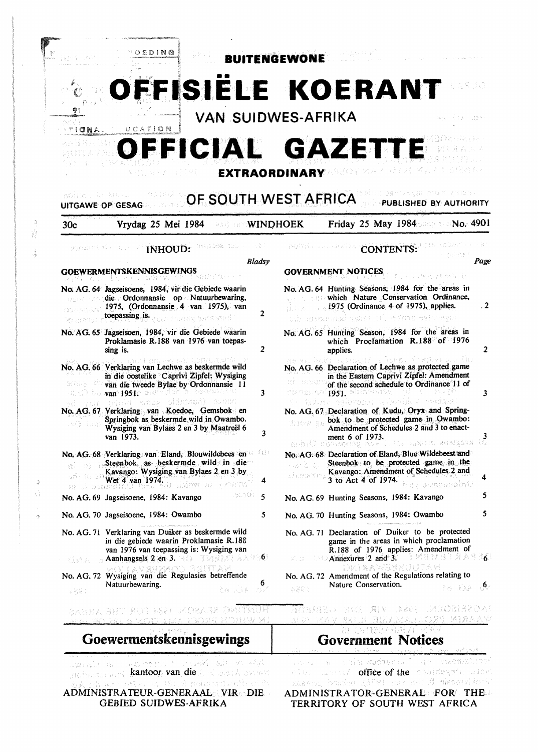# BUITENGEWONE

# OFFISIËLE KOERANT

## VAN SUIDWES-AFRIKA

# OFFICIAL GAZETTE

## EXTRAORDINARY

UITGAWE OP GESAG **OF SOUTH WEST AFRICA** PUBLISHED BY AUTHORITY

30c Vrydag 25 Mei 1984 WINDHOEK Friday 25 May 1984 No. 4901

## INHOUD:

| GOEWERMENTSKENNISGEWINGS | Bladsy |
|---|---|
| No. AG. 64 Jagseisoene, 1984, vir die Gebiede waarin die Ordonnansie op Natuurbewaring, 1975, (Ordonnansie 4 van 1975), van toepassing is. | 2 |
| No. AG. 65 Jagseisoen, 1984, vir die Gebiede waarin Proklamasie R.188 van 1976 van toepassing is. | 2 |
| No. AG. 66 Verklaring van Lechwe as beskermde wild in die oostelike Caprivi Zipfel: Wysiging van die tweede Bylae by Ordonnansie 11 van 1951. | 3 |
| No. AG. 67 Verklaring van Koedoe, Gemsbok en Springbok as beskermde wild in Owambo. Wysiging van Bylaes 2 en 3 by Maatreël 6 van 1973. | 3 |
| No. AG. 68 Verklaring van Eland, Blouwildebees en Steenbok as beskermde wild in die Kavango: Wysiging van Bylaes 2 en 3 by Wet 4 van 1974. | 4 |
| No. AG. 69 Jagseisoene, 1984: Kavango | 5 |
| No. AG. 70 Jagseisoene, 1984: Owambo | 5 |
| No. AG. 71 Verklaring van Duiker as beskermde wild in die gebiede waarin Proklamasie R.188 van 1976 van toepassing is: Wysiging van Aanhangsels 2 en 3. | 6 |
| No. AG. 72 Wysiging van die Regulasies betreffende Natuurbewaring. | 6 |

## CONTENTS:

| GOVERNMENT NOTICES | Page |
|---|---|
| No. AG. 64 Hunting Seasons, 1984 for the areas in which Nature Conservation Ordinance, 1975 (Ordinance 4 of 1975), applies. | 2 |
| No. AG. 65 Hunting Season, 1984 for the areas in which Proclamation R.188 of 1976 applies. | 2 |
| No. AG. 66 Declaration of Lechwe as protected game in the Eastern Caprivi Zipfel: Amendment of the second schedule to Ordinance 11 of 1951. | 3 |
| No. AG. 67 Declaration of Kudu, Oryx and Springbok to be protected game in Owambo: Amendment of Schedules 2 and 3 to enactment 6 of 1973. | 3 |
| No. AG. 68 Declaration of Eland, Blue Wildebeest and Steenbok to be protected game in the Kavango: Amendment of Schedules 2 and 3 to Act 4 of 1974. | 4 |
| No. AG. 69 Hunting Seasons, 1984: Kavango | 5 |
| No. AG. 70 Hunting Seasons, 1984: Owambo | 5 |
| No. AG. 71 Declaration of Duiker to be protected game in the areas in which proclamation R.188 of 1976 applies: Amendment of Annexures 2 and 3. | 6 |
| No. AG. 72 Amendment of the Regulations relating to Nature Conservation. | 6 |

## Goewermentskennisgewings

kantoor van die

ADMINISTRATEUR-GENERAAL VIR DIE GEBIED SUIDWES-AFRIKA

## Government Notices

office of the

ADMINISTRATOR-GENERAL FOR THE TERRITORY OF SOUTH WEST AFRICA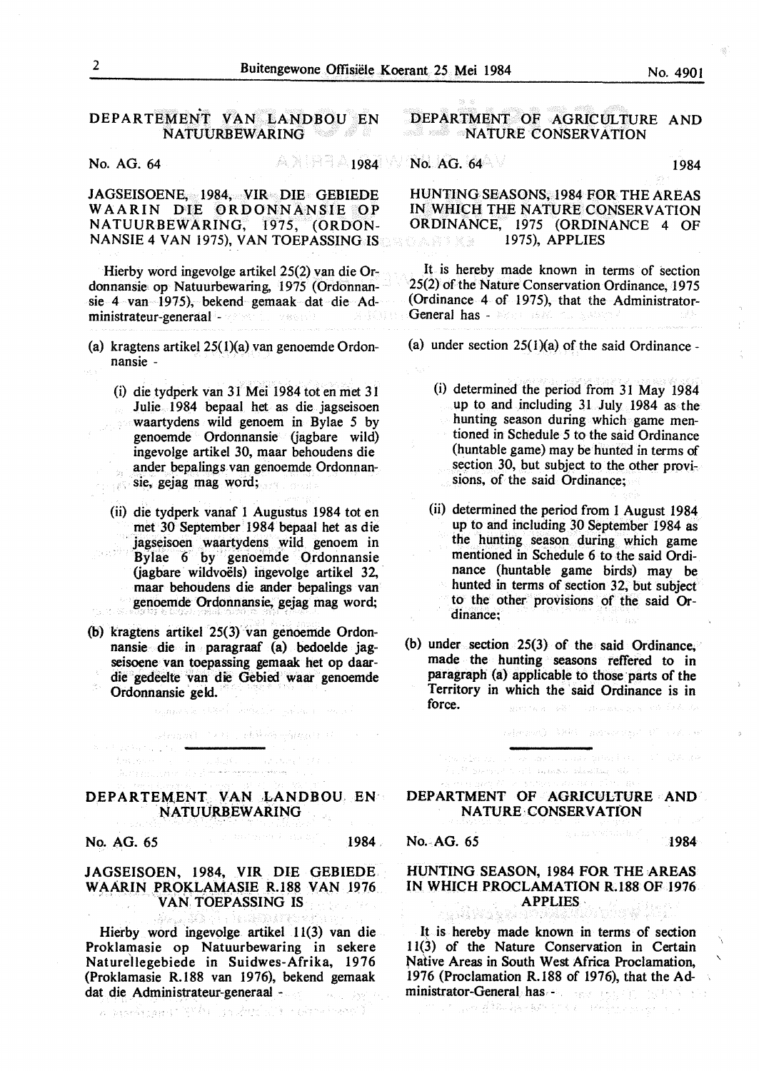## DEPARTEMENT VAN LANDBOU EN NATUURBEWARING

No. AG. 64 1984

### JAGSEISOENE, 1984, VIR DIE GEBIEDE WAARIN DIE ORDONNANSIE OP NATUURBEWARING, 1975, (ORDONNANSIE 4 VAN 1975), VAN TOEPASSING IS

Hierby word ingevolge artikel 25(2) van die Ordonnansie op Natuurbewaring, 1975 (Ordonnansie 4 van 1975), bekend gemaak dat die Administrateur-generaal -

(a) kragtens artikel 25(1)(a) van genoemde Ordonnansie -

(i) die tydperk van 31 Mei 1984 tot en met 31 Julie 1984 bepaal het as die jagseisoen waartydens wild genoem in Bylae 5 by genoemde Ordonnansie (jagbare wild) ingevolge artikel 30, maar behoudens die ander bepalings van genoemde Ordonnansie, gejag mag word;

(ii) die tydperk vanaf 1 Augustus 1984 tot en met 30 September 1984 bepaal het as die jagseisoen waartydens wild genoem in Bylae 6 by genoemde Ordonnansie (jagbare wildvoëls) ingevolge artikel 32, maar behoudens die ander bepalings van genoemde Ordonnansie, gejag mag word;

(b) kragtens artikel 25(3) van genoemde Ordonnansie die in paragraaf (a) bedoelde jagseisoene van toepassing gemaak het op daardie gedeelte van die Gebied waar genoemde Ordonnansie geld.

## DEPARTMENT OF AGRICULTURE AND NATURE CONSERVATION

No. AG. 64 1984

### HUNTING SEASONS, 1984 FOR THE AREAS IN WHICH THE NATURE CONSERVATION ORDINANCE, 1975 (ORDINANCE 4 OF 1975), APPLIES

It is hereby made known in terms of section 25(2) of the Nature Conservation Ordinance, 1975 (Ordinance 4 of 1975), that the Administrator-General has -

(a) under section 25(1)(a) of the said Ordinance -

(i) determined the period from 31 May 1984 up to and including 31 July 1984 as the hunting season during which game mentioned in Schedule 5 to the said Ordinance (huntable game) may be hunted in terms of section 30, but subject to the other provisions, of the said Ordinance;

(ii) determined the period from 1 August 1984 up to and including 30 September 1984 as the hunting season during which game mentioned in Schedule 6 to the said Ordinance (huntable game birds) may be hunted in terms of section 32, but subject to the other provisions of the said Ordinance;

(b) under section 25(3) of the said Ordinance, made the hunting seasons reffered to in paragraph (a) applicable to those parts of the Territory in which the said Ordinance is in force.

---

## DEPARTEMENT VAN LANDBOU EN NATUURBEWARING

No. AG. 65 1984

### JAGSEISOEN, 1984, VIR DIE GEBIEDE WAARIN PROKLAMASIE R.188 VAN 1976 VAN TOEPASSING IS

Hierby word ingevolge artikel 11(3) van die Proklamasie op Natuurbewaring in sekere Naturellegebiede in Suidwes-Afrika, 1976 (Proklamasie R.188 van 1976), bekend gemaak dat die Administrateur-generaal -

## DEPARTMENT OF AGRICULTURE AND NATURE CONSERVATION

No. AG. 65 1984

### HUNTING SEASON, 1984 FOR THE AREAS IN WHICH PROCLAMATION R.188 OF 1976 APPLIES

It is hereby made known in terms of section 11(3) of the Nature Conservation in Certain Native Areas in South West Africa Proclamation, 1976 (Proclamation R.188 of 1976), that the Administrator-General has -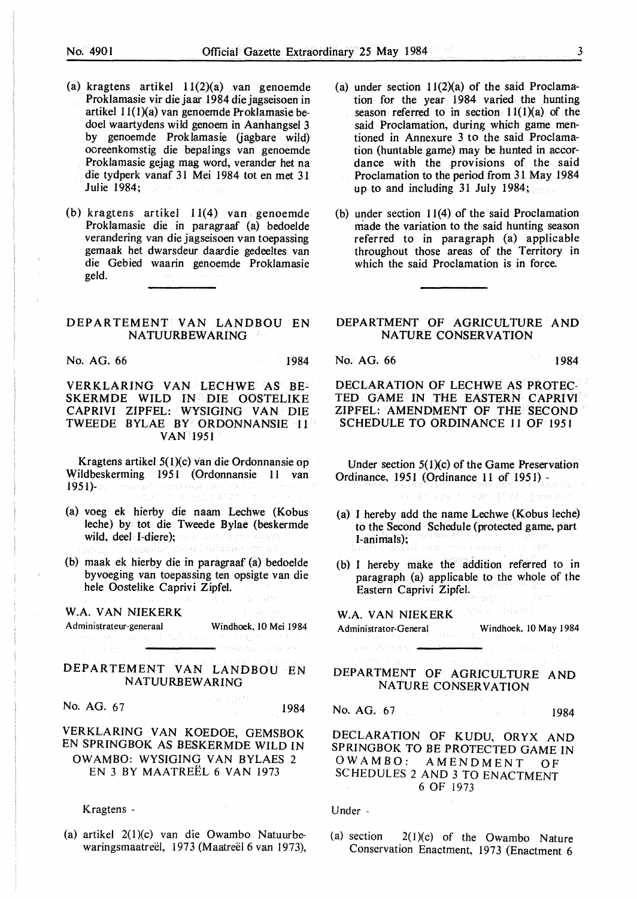(a) kragtens artikel 11(2)(a) van genoemde Proklamasie vir die jaar 1984 die jagseisoen in artikel 11(1)(a) van genoemde Proklamasie bedoel waartydens wild genoem in Aanhangsel 3 by genoemde Proklamasie (jagbare wild) ooreenkomstig die bepalings van genoemde Proklamasie gejag mag word, verander het na die tydperk vanaf 31 Mei 1984 tot en met 31 Julie 1984;

(b) kragtens artikel 11(4) van genoemde Proklamasie die in paragraaf (a) bedoelde verandering van die jagseisoen van toepassing gemaak het dwarsdeur daardie gedeeltes van die Gebied waarin genoemde Proklamasie geld.

(a) under section 11(2)(a) of the said Proclamation for the year 1984 varied the hunting season referred to in section 11(1)(a) of the said Proclamation, during which game mentioned in Annexure 3 to the said Proclamation (huntable game) may be hunted in accordance with the provisions of the said Proclamation to the period from 31 May 1984 up to and including 31 July 1984;

(b) under section 11(4) of the said Proclamation made the variation to the said hunting season referred to in paragraph (a) applicable throughout those areas of the Territory in which the said Proclamation is in force.

---

## DEPARTEMENT VAN LANDBOU EN NATUURBEWARING

No. AG. 66 1984

### VERKLARING VAN LECHWE AS BESKERMDE WILD IN DIE OOSTELIKE CAPRIVI ZIPFEL: WYSIGING VAN DIE TWEEDE BYLAE BY ORDONNANSIE 11 VAN 1951

Kragtens artikel 5(1)(c) van die Ordonnansie op Wildbeskerming 1951 (Ordonnansie 11 van 1951)-

(a) voeg ek hierby die naam Lechwe (Kobus leche) by tot die Tweede Bylae (beskermde wild, deel I-diere);

(b) maak ek hierby die in paragraaf (a) bedoelde byvoeging van toepassing ten opsigte van die hele Oostelike Caprivi Zipfel.

W.A. VAN NIEKERK
Administrateur-generaal Windhoek, 10 Mei 1984

## DEPARTMENT OF AGRICULTURE AND NATURE CONSERVATION

No. AG. 66 1984

### DECLARATION OF LECHWE AS PROTECTED GAME IN THE EASTERN CAPRIVI ZIPFEL: AMENDMENT OF THE SECOND SCHEDULE TO ORDINANCE 11 OF 1951

Under section 5(1)(c) of the Game Preservation Ordinance, 1951 (Ordinance 11 of 1951) -

(a) I hereby add the name Lechwe (Kobus leche) to the Second Schedule (protected game, part I-animals);

(b) I hereby make the addition referred to in paragraph (a) applicable to the whole of the Eastern Caprivi Zipfel.

W.A. VAN NIEKERK
Administrator-General Windhoek, 10 May 1984

---

## DEPARTEMENT VAN LANDBOU EN NATUURBEWARING

No. AG. 67 1984

### VERKLARING VAN KOEDOE, GEMSBOK EN SPRINGBOK AS BESKERMDE WILD IN OWAMBO: WYSIGING VAN BYLAES 2 EN 3 BY MAATREËL 6 VAN 1973

Kragtens -

(a) artikel 2(1)(c) van die Owambo Natuurbewaringsmaatreël, 1973 (Maatreël 6 van 1973),

## DEPARTMENT OF AGRICULTURE AND NATURE CONSERVATION

No. AG. 67 1984

### DECLARATION OF KUDU, ORYX AND SPRINGBOK TO BE PROTECTED GAME IN OWAMBO: AMENDMENT OF SCHEDULES 2 AND 3 TO ENACTMENT 6 OF 1973

Under -

(a) section 2(1)(c) of the Owambo Nature Conservation Enactment, 1973 (Enactment 6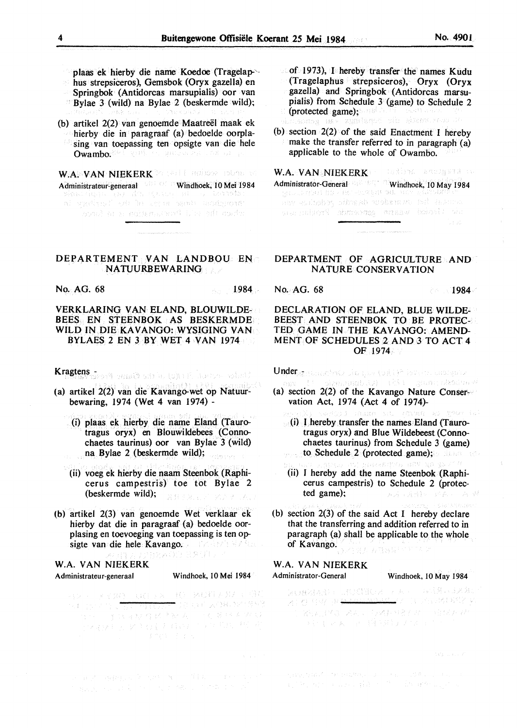plaas ek hierby die name Koedoe (Tragelaphus strepsiceros), Gemsbok (Oryx gazella) en Springbok (Antidorcas marsupialis) oor van Bylae 3 (wild) na Bylae 2 (beskermde wild);

(b) artikel 2(2) van genoemde Maatreël maak ek hierby die in paragraaf (a) bedoelde oorplasing van toepassing ten opsigte van die hele Owambo.

W.A. VAN NIEKERK
Administrateur-generaal Windhoek, 10 Mei 1984

---

## DEPARTEMENT VAN LANDBOU EN NATUURBEWARING

No. AG. 68 1984

### VERKLARING VAN ELAND, BLOUWILDEBEES EN STEENBOK AS BESKERMDE WILD IN DIE KAVANGO: WYSIGING VAN BYLAES 2 EN 3 BY WET 4 VAN 1974

Kragtens -

(a) artikel 2(2) van die Kavango-wet op Natuurbewaring, 1974 (Wet 4 van 1974) -

(i) plaas ek hierby die name Eland (Taurotragus oryx) en Blouwildebees (Connochaetes taurinus) oor van Bylae 3 (wild) na Bylae 2 (beskermde wild);

(ii) voeg ek hierby die naam Steenbok (Raphicerus campestris) toe tot Bylae 2 (beskermde wild);

(b) artikel 2(3) van genoemde Wet verklaar ek hierby dat die in paragraaf (a) bedoelde oorplasing en toevoeging van toepassing is ten opsigte van die hele Kavango.

W.A. VAN NIEKERK
Administrateur-generaal Windhoek, 10 Mei 1984

---

of 1973), I hereby transfer the names Kudu (Tragelaphus strepsiceros), Oryx (Oryx gazella) and Springbok (Antidorcas marsupialis) from Schedule 3 (game) to Schedule 2 (protected game);

(b) section 2(2) of the said Enactment I hereby make the transfer referred to in paragraph (a) applicable to the whole of Owambo.

W.A. VAN NIEKERK
Administrator-General Windhoek, 10 May 1984

---

## DEPARTMENT OF AGRICULTURE AND NATURE CONSERVATION

No. AG. 68 1984

### DECLARATION OF ELAND, BLUE WILDEBEEST AND STEENBOK TO BE PROTECTED GAME IN THE KAVANGO: AMENDMENT OF SCHEDULES 2 AND 3 TO ACT 4 OF 1974

Under -

(a) section 2(2) of the Kavango Nature Conservation Act, 1974 (Act 4 of 1974)-

(i) I hereby transfer the names Eland (Taurotragus oryx) and Blue Wildebeest (Connochaetes taurinus) from Schedule 3 (game) to Schedule 2 (protected game);

(ii) I hereby add the name Steenbok (Raphicerus campestris) to Schedule 2 (protected game);

(b) section 2(3) of the said Act I hereby declare that the transferring and addition referred to in paragraph (a) shall be applicable to the whole of Kavango.

W.A. VAN NIEKERK
Administrator-General Windhoek, 10 May 1984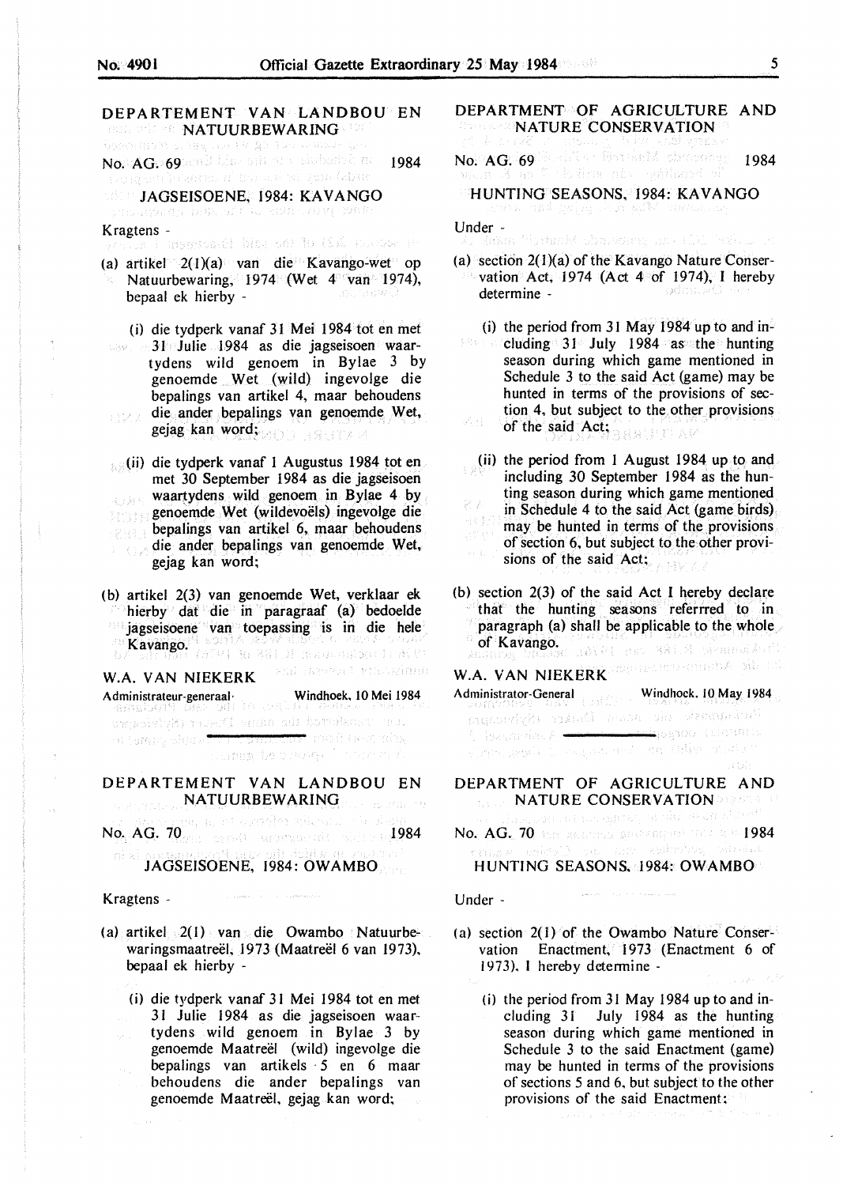## DEPARTEMENT VAN LANDBOU EN NATUURBEWARING

No. AG. 69 1984

### JAGSEISOENE, 1984: KAVANGO

Kragtens -

(a) artikel 2(1)(a) van die Kavango-wet op Natuurbewaring, 1974 (Wet 4 van 1974), bepaal ek hierby -

(i) die tydperk vanaf 31 Mei 1984 tot en met 31 Julie 1984 as die jagseisoen waartydens wild genoem in Bylae 3 by genoemde Wet (wild) ingevolge die bepalings van artikel 4, maar behoudens die ander bepalings van genoemde Wet, gejag kan word;

(ii) die tydperk vanaf 1 Augustus 1984 tot en met 30 September 1984 as die jagseisoen waartydens wild genoem in Bylae 4 by genoemde Wet (wildevoëls) ingevolge die bepalings van artikel 6, maar behoudens die ander bepalings van genoemde Wet, gejag kan word;

(b) artikel 2(3) van genoemde Wet, verklaar ek hierby dat die in paragraaf (a) bedoelde jagseisoene van toepassing is in die hele Kavango.

**W.A. VAN NIEKERK**

Administrateur-generaal Windhoek, 10 Mei 1984

## DEPARTMENT OF AGRICULTURE AND NATURE CONSERVATION

No. AG. 69 1984

### HUNTING SEASONS, 1984: KAVANGO

Under -

(a) section 2(1)(a) of the Kavango Nature Conservation Act, 1974 (Act 4 of 1974), I hereby determine -

(i) the period from 31 May 1984 up to and including 31 July 1984 as the hunting season during which game mentioned in Schedule 3 to the said Act (game) may be hunted in terms of the provisions of section 4, but subject to the other provisions of the said Act;

(ii) the period from 1 August 1984 up to and including 30 September 1984 as the hunting season during which game mentioned in Schedule 4 to the said Act (game birds) may be hunted in terms of the provisions of section 6, but subject to the other provisions of the said Act;

(b) section 2(3) of the said Act I hereby declare that the hunting seasons referrred to in paragraph (a) shall be applicable to the whole of Kavango.

**W.A. VAN NIEKERK**

Administrator-General Windhoek, 10 May 1984

## DEPARTEMENT VAN LANDBOU EN NATUURBEWARING

No. AG. 70 1984

### JAGSEISOENE, 1984: OWAMBO

Kragtens -

(a) artikel 2(1) van die Owambo Natuurbewaringsmaatreël, 1973 (Maatreël 6 van 1973), bepaal ek hierby -

(i) die tydperk vanaf 31 Mei 1984 tot en met 31 Julie 1984 as die jagseisoen waartydens wild genoem in Bylae 3 by genoemde Maatreël (wild) ingevolge die bepalings van artikels 5 en 6 maar behoudens die ander bepalings van genoemde Maatreël, gejag kan word;

## DEPARTMENT OF AGRICULTURE AND NATURE CONSERVATION

No. AG. 70 1984

### HUNTING SEASONS, 1984: OWAMBO

Under -

(a) section 2(1) of the Owambo Nature Conservation Enactment, 1973 (Enactment 6 of 1973), I hereby determine -

(i) the period from 31 May 1984 up to and including 31 July 1984 as the hunting season during which game mentioned in Schedule 3 to the said Enactment (game) may be hunted in terms of the provisions of sections 5 and 6, but subject to the other provisions of the said Enactment;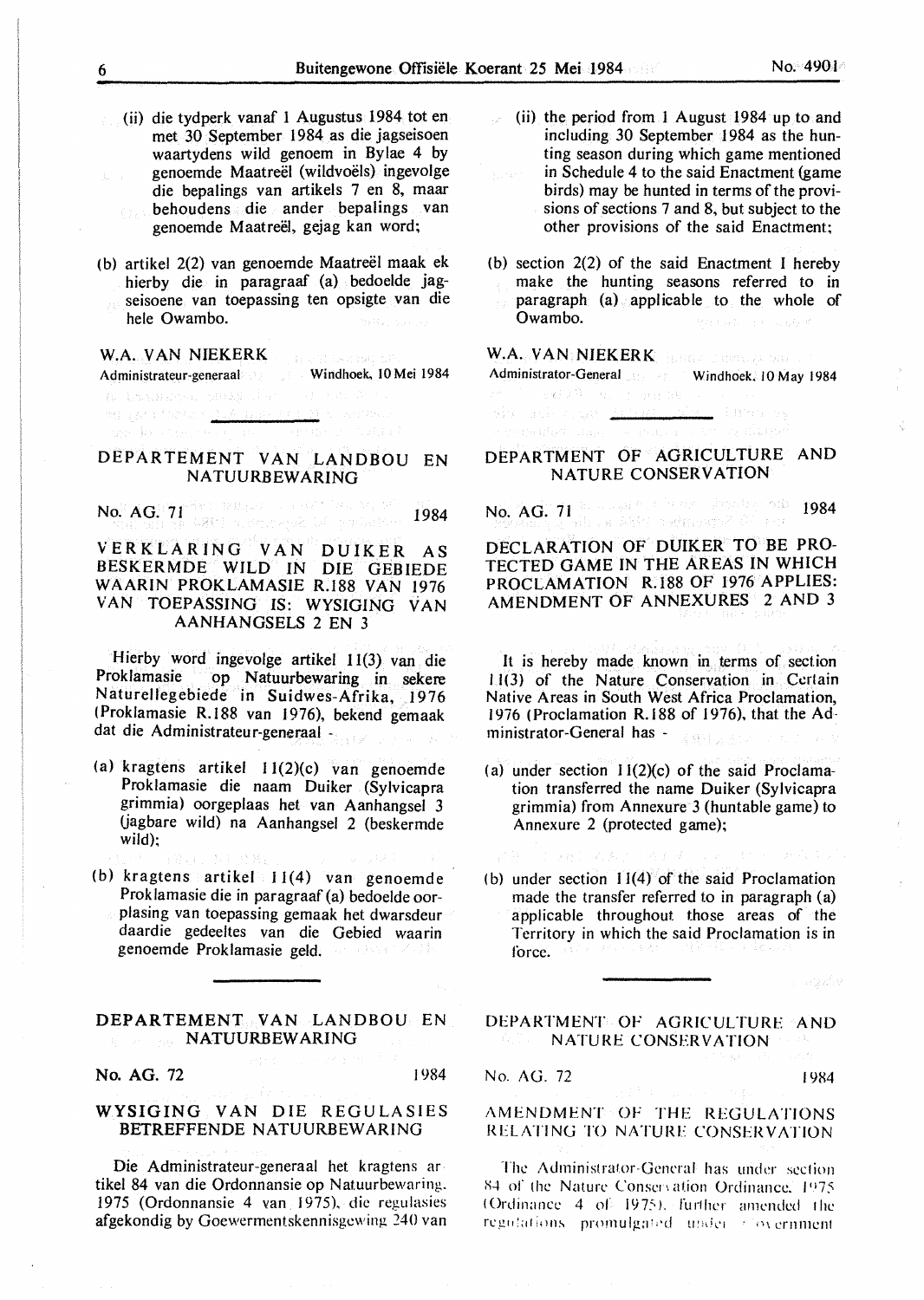(ii) die tydperk vanaf 1 Augustus 1984 tot en met 30 September 1984 as die jagseisoen waartydens wild genoem in Bylae 4 by genoemde Maatreël (wildvoëls) ingevolge die bepalings van artikels 7 en 8, maar behoudens die ander bepalings van genoemde Maatreël, gejag kan word;

(b) artikel 2(2) van genoemde Maatreël maak ek hierby die in paragraaf (a) bedoelde jagseisoene van toepassing ten opsigte van die hele Owambo.

W.A. VAN NIEKERK
Administrateur-generaal — Windhoek, 10 Mei 1984

## DEPARTEMENT VAN LANDBOU EN NATUURBEWARING

No. AG. 71 — 1984

### VERKLARING VAN DUIKER AS BESKERMDE WILD IN DIE GEBIEDE WAARIN PROKLAMASIE R.188 VAN 1976 VAN TOEPASSING IS: WYSIGING VAN AANHANGSELS 2 EN 3

Hierby word ingevolge artikel 11(3) van die Proklamasie op Natuurbewaring in sekere Naturellegebiede in Suidwes-Afrika, 1976 (Proklamasie R.188 van 1976), bekend gemaak dat die Administrateur-generaal -

(a) kragtens artikel 11(2)(c) van genoemde Proklamasie die naam Duiker (Sylvicapra grimmia) oorgeplaas het van Aanhangsel 3 (jagbare wild) na Aanhangsel 2 (beskermde wild);

(b) kragtens artikel 11(4) van genoemde Proklamasie die in paragraaf (a) bedoelde oorplasing van toepassing gemaak het dwarsdeur daardie gedeeltes van die Gebied waarin genoemde Proklamasie geld.

## DEPARTEMENT VAN LANDBOU EN NATUURBEWARING

No. AG. 72 — 1984

### WYSIGING VAN DIE REGULASIES BETREFFENDE NATUURBEWARING

Die Administrateur-generaal het kragtens artikel 84 van die Ordonnansie op Natuurbewaring, 1975 (Ordonnansie 4 van 1975), die regulasies afgekondig by Goewermentskennisgewing 240 van

---

(ii) the period from 1 August 1984 up to and including 30 September 1984 as the hunting season during which game mentioned in Schedule 4 to the said Enactment (game birds) may be hunted in terms of the provisions of sections 7 and 8, but subject to the other provisions of the said Enactment;

(b) section 2(2) of the said Enactment I hereby make the hunting seasons referred to in paragraph (a) applicable to the whole of Owambo.

W.A. VAN NIEKERK
Administrator-General — Windhoek, 10 May 1984

## DEPARTMENT OF AGRICULTURE AND NATURE CONSERVATION

No. AG. 71 — 1984

### DECLARATION OF DUIKER TO BE PROTECTED GAME IN THE AREAS IN WHICH PROCLAMATION R.188 OF 1976 APPLIES: AMENDMENT OF ANNEXURES 2 AND 3

It is hereby made known in terms of section 11(3) of the Nature Conservation in Certain Native Areas in South West Africa Proclamation, 1976 (Proclamation R.188 of 1976), that the Administrator-General has -

(a) under section 11(2)(c) of the said Proclamation transferred the name Duiker (Sylvicapra grimmia) from Annexure 3 (huntable game) to Annexure 2 (protected game);

(b) under section 11(4) of the said Proclamation made the transfer referred to in paragraph (a) applicable throughout those areas of the Territory in which the said Proclamation is in force.

## DEPARTMENT OF AGRICULTURE AND NATURE CONSERVATION

No. AG. 72 — 1984

### AMENDMENT OF THE REGULATIONS RELATING TO NATURE CONSERVATION

The Administrator-General has under section 84 of the Nature Conservation Ordinance, 1975 (Ordinance 4 of 1975), further amended the regulations promulgated under Government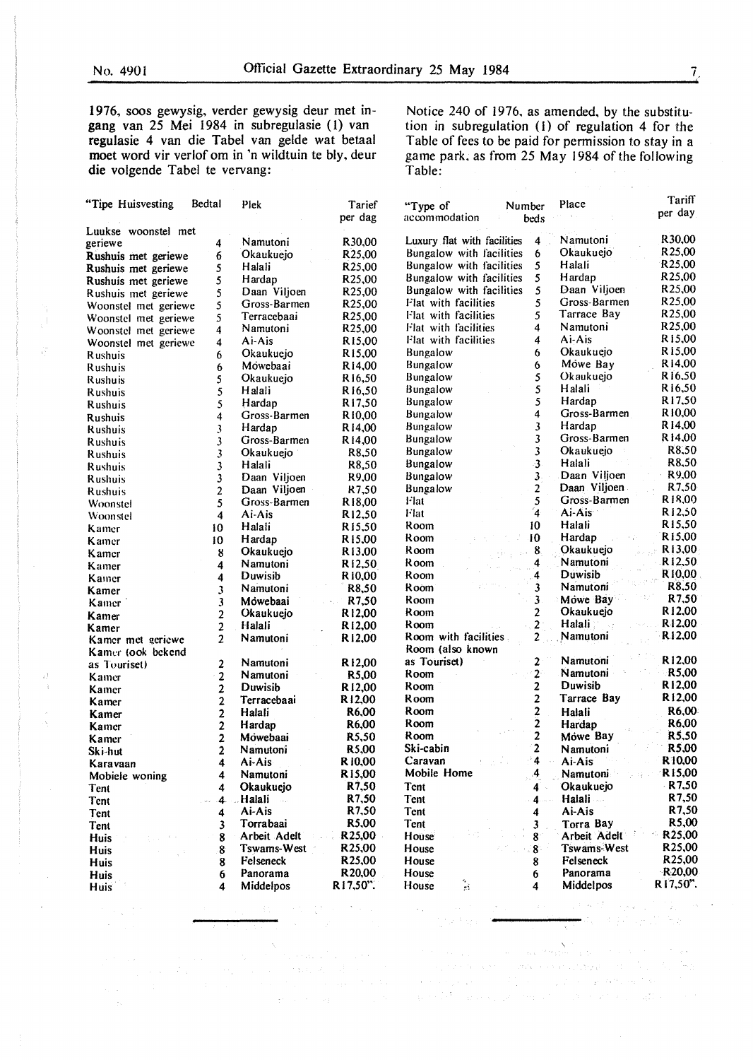1976, soos gewysig, verder gewysig deur met ingang van 25 Mei 1984 in subregulasie (1) van regulasie 4 van die Tabel van gelde wat betaal moet word vir verlof om in 'n wildtuin te bly, deur die volgende Tabel te vervang:

| "Tipe Huisvesting | Bedtal | Plek | Tarief per dag |
|---|---|---|---|
| Luukse woonstel met geriewe | 4 | Namutoni | R30,00 |
| Rushuis met geriewe | 6 | Okaukuejo | R25,00 |
| Rushuis met geriewe | 5 | Halali | R25,00 |
| Rushuis met geriewe | 5 | Hardap | R25,00 |
| Rushuis met geriewe | 5 | Daan Viljoen | R25,00 |
| Woonstel met geriewe | 5 | Gross-Barmen | R25,00 |
| Woonstel met geriewe | 5 | Terracebaai | R25,00 |
| Woonstel met geriewe | 4 | Namutoni | R25,00 |
| Woonstel met geriewe | 4 | Ai-Ais | R15,00 |
| Rushuis | 6 | Okaukuejo | R15,00 |
| Rushuis | 6 | Mówebaai | R14,00 |
| Rushuis | 5 | Okaukuejo | R16,50 |
| Rushuis | 5 | Halali | R16,50 |
| Rushuis | 5 | Hardap | R17,50 |
| Rushuis | 4 | Gross-Barmen | R10,00 |
| Rushuis | 3 | Hardap | R14,00 |
| Rushuis | 3 | Gross-Barmen | R14,00 |
| Rushuis | 3 | Okaukuejo | R8,50 |
| Rushuis | 3 | Halali | R8,50 |
| Rushuis | 3 | Daan Viljoen | R9,00 |
| Rushuis | 2 | Daan Viljoen | R7,50 |
| Woonstel | 5 | Gross-Barmen | R18,00 |
| Woonstel | 4 | Ai-Ais | R12,50 |
| Kamer | 10 | Halali | R15,50 |
| Kamer | 10 | Hardap | R15,00 |
| Kamer | 8 | Okaukuejo | R13,00 |
| Kamer | 4 | Namutoni | R12,50 |
| Kamer | 4 | Duwisib | R10,00 |
| Kamer | 3 | Namutoni | R8,50 |
| Kamer | 3 | Mówebaai | R7,50 |
| Kamer | 2 | Okaukuejo | R12,00 |
| Kamer | 2 | Halali | R12,00 |
| Kamer met geriewe | 2 | Namutoni | R12,00 |
| Kamer (ook bekend as Touriset) | 2 | Namutoni | R12,00 |
| Kamer | 2 | Namutoni | R5,00 |
| Kamer | 2 | Duwisib | R12,00 |
| Kamer | 2 | Terracebaai | R12,00 |
| Kamer | 2 | Halali | R6,00 |
| Kamer | 2 | Hardap | R6,00 |
| Kamer | 2 | Mówebaai | R5,50 |
| Ski-hut | 2 | Namutoni | R5,00 |
| Karavaan | 4 | Ai-Ais | R10,00 |
| Mobiele woning | 4 | Namutoni | R15,00 |
| Tent | 4 | Okaukuejo | R7,50 |
| Tent | 4 | Halali | R7,50 |
| Tent | 4 | Ai-Ais | R7,50 |
| Tent | 3 | Torrabaai | R5,00 |
| Huis | 8 | Arbeit Adelt | R25,00 |
| Huis | 8 | Tswams-West | R25,00 |
| Huis | 8 | Felseneck | R25,00 |
| Huis | 6 | Panorama | R20,00 |
| Huis | 4 | Middelpos | R17,50". |

Notice 240 of 1976, as amended, by the substitution in subregulation (1) of regulation 4 for the Table of fees to be paid for permission to stay in a game park, as from 25 May 1984 of the following Table:

| "Type of accommodation | Number beds | Place | Tariff per day |
|---|---|---|---|
| Luxury flat with facilities | 4 | Namutoni | R30,00 |
| Bungalow with facilities | 6 | Okaukuejo | R25,00 |
| Bungalow with facilities | 5 | Halali | R25,00 |
| Bungalow with facilities | 5 | Hardap | R25,00 |
| Bungalow with facilities | 5 | Daan Viljoen | R25,00 |
| Flat with facilities | 5 | Gross-Barmen | R25,00 |
| Flat with facilities | 5 | Tarrace Bay | R25,00 |
| Flat with facilities | 4 | Namutoni | R25,00 |
| Flat with facilities | 4 | Ai-Ais | R15,00 |
| Bungalow | 6 | Okaukuejo | R15,00 |
| Bungalow | 6 | Möwe Bay | R14,00 |
| Bungalow | 5 | Okaukuejo | R16,50 |
| Bungalow | 5 | Halali | R16,50 |
| Bungalow | 5 | Hardap | R17,50 |
| Bungalow | 4 | Gross-Barmen | R10,00 |
| Bungalow | 3 | Hardap | R14,00 |
| Bungalow | 3 | Gross-Barmen | R14,00 |
| Bungalow | 3 | Okaukuejo | R8,50 |
| Bungalow | 3 | Halali | R8,50 |
| Bungalow | 3 | Daan Viljoen | R9,00 |
| Bungalow | 2 | Daan Viljoen | R7,50 |
| Flat | 5 | Gross-Barmen | R18,00 |
| Flat | 4 | Ai-Ais | R12,50 |
| Room | 10 | Halali | R15,50 |
| Room | 10 | Hardap | R15,00 |
| Room | 8 | Okaukuejo | R13,00 |
| Room | 4 | Namutoni | R12,50 |
| Room | 4 | Duwisib | R10,00 |
| Room | 3 | Namutoni | R8,50 |
| Room | 3 | Möwe Bay | R7,50 |
| Room | 2 | Okaukuejo | R12,00 |
| Room | 2 | Halali | R12,00 |
| Room with facilities | 2 | Namutoni | R12,00 |
| Room (also known as Touriset) | 2 | Namutoni | R12,00 |
| Room | 2 | Namutoni | R5,00 |
| Room | 2 | Duwisib | R12,00 |
| Room | 2 | Tarrace Bay | R12,00 |
| Room | 2 | Halali | R6,00 |
| Room | 2 | Hardap | R6,00 |
| Room | 2 | Möwe Bay | R5,50 |
| Ski-cabin | 2 | Namutoni | R5,00 |
| Caravan | 4 | Ai-Ais | R10,00 |
| Mobile Home | 4 | Namutoni | R15,00 |
| Tent | 4 | Okaukuejo | R7,50 |
| Tent | 4 | Halali | R7,50 |
| Tent | 4 | Ai-Ais | R7,50 |
| Tent | 3 | Torra Bay | R5,00 |
| House | 8 | Arbeit Adelt | R25,00 |
| House | 8 | Tswams-West | R25,00 |
| House | 8 | Felseneck | R25,00 |
| House | 6 | Panorama | R20,00 |
| House | 4 | Middelpos | R17,50". |